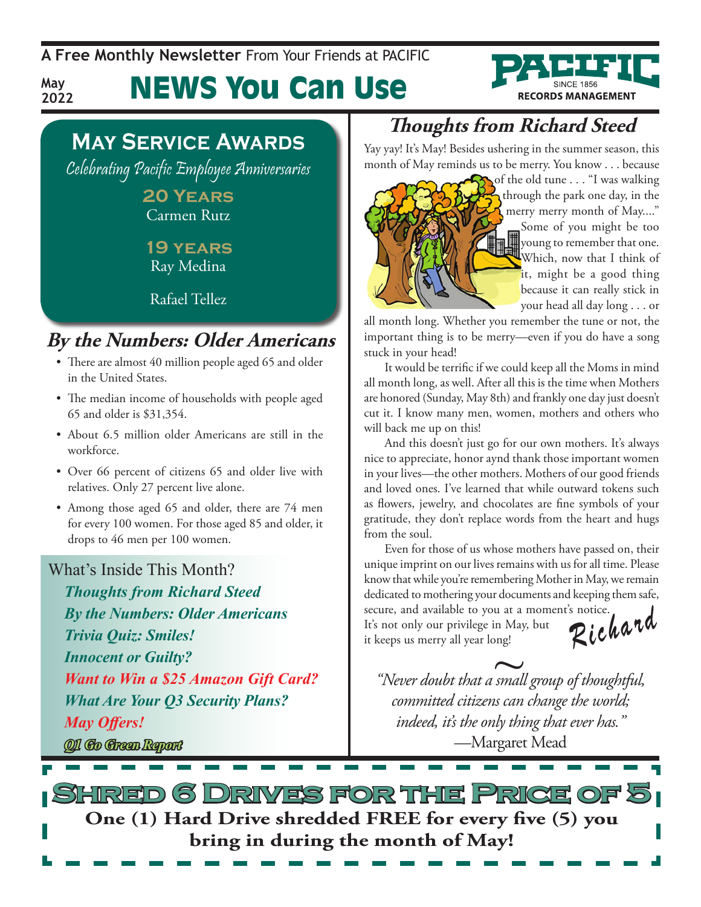A Free Monthly Newsletter From Your Friends at PACIFIC

May 2022

# NEWS You Can Use

PACIFIC SINCE 1856 RECORDS MANAGEMENT

## May Service Awards

*Celebrating Pacific Employee Anniversaries*

**20 Years**
Carmen Rutz

**19 years**
Ray Medina

Rafael Tellez

## By the Numbers: Older Americans

- There are almost 40 million people aged 65 and older in the United States.
- The median income of households with people aged 65 and older is $31,354.
- About 6.5 million older Americans are still in the workforce.
- Over 66 percent of citizens 65 and older live with relatives. Only 27 percent live alone.
- Among those aged 65 and older, there are 74 men for every 100 women. For those aged 85 and older, it drops to 46 men per 100 women.

### What's Inside This Month?

*Thoughts from Richard Steed*
*By the Numbers: Older Americans*
*Trivia Quiz: Smiles!*
*Innocent or Guilty?*
*Want to Win a $25 Amazon Gift Card?*
*What Are Your Q3 Security Plans?*
*May Offers!*
*Q1 Go Green Report*

## Thoughts from Richard Steed

Yay yay! It's May! Besides ushering in the summer season, this month of May reminds us to be merry. You know . . . because of the old tune . . . "I was walking through the park one day, in the merry merry month of May...." Some of you might be too young to remember that one. Which, now that I think of it, might be a good thing because it can really stick in your head all day long . . . or all month long. Whether you remember the tune or not, the important thing is to be merry—even if you do have a song stuck in your head!

It would be terrific if we could keep all the Moms in mind all month long, as well. After all this is the time when Mothers are honored (Sunday, May 8th) and frankly one day just doesn't cut it. I know many men, women, mothers and others who will back me up on this!

And this doesn't just go for our own mothers. It's always nice to appreciate, honor aynd thank those important women in your lives—the other mothers. Mothers of our good friends and loved ones. I've learned that while outward tokens such as flowers, jewelry, and chocolates are fine symbols of your gratitude, they don't replace words from the heart and hugs from the soul.

Even for those of us whose mothers have passed on, their unique imprint on our lives remains with us for all time. Please know that while you're remembering Mother in May, we remain dedicated to mothering your documents and keeping them safe, secure, and available to you at a moment's notice. It's not only our privilege in May, but it keeps us merry all year long!

Richard

*"Never doubt that a small group of thoughtful, committed citizens can change the world; indeed, it's the only thing that ever has."*
—Margaret Mead

## Shred 6 Drives for the Price of 5

**One (1) Hard Drive shredded FREE for every five (5) you bring in during the month of May!**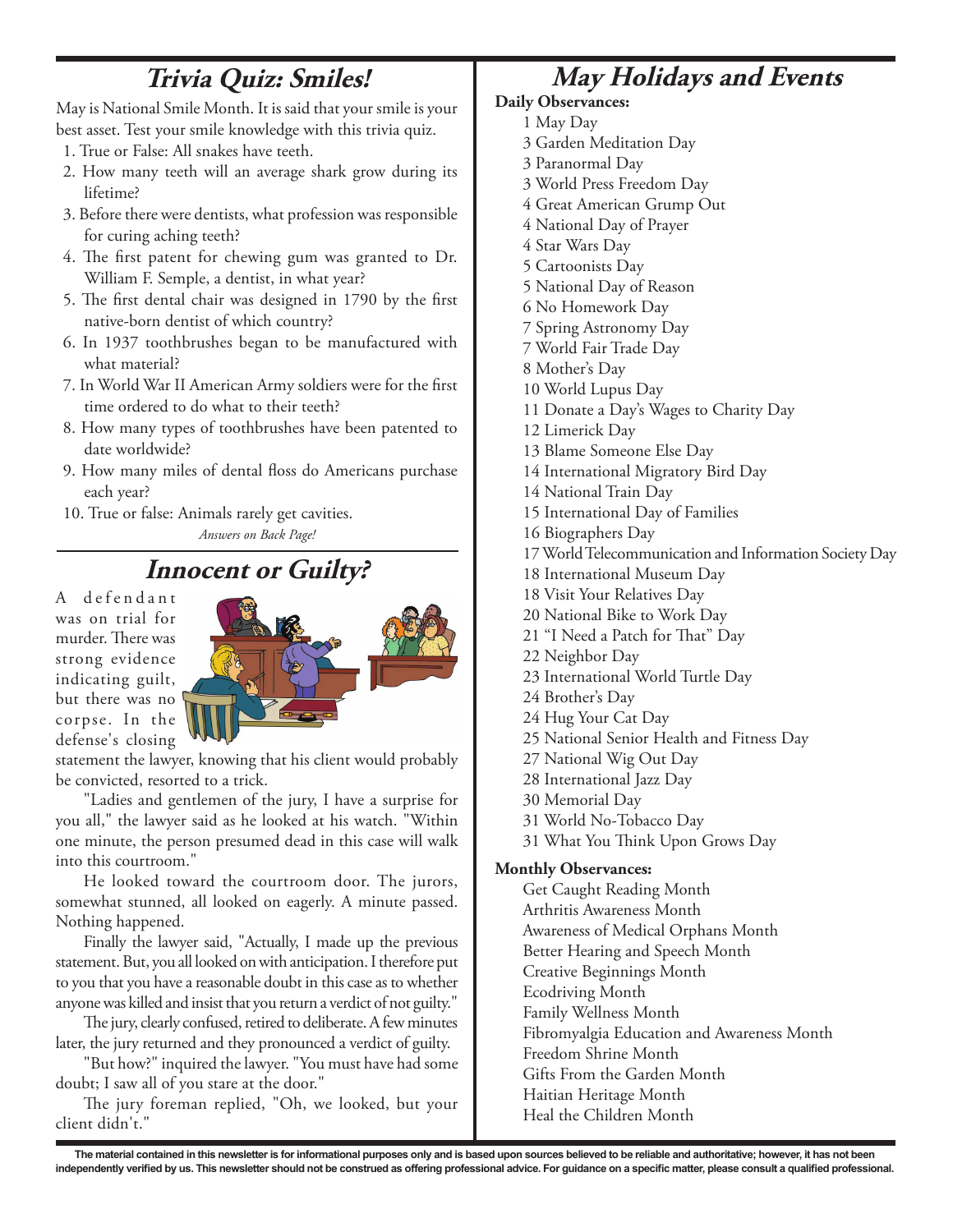## *Trivia Quiz: Smiles!*

May is National Smile Month. It is said that your smile is your best asset. Test your smile knowledge with this trivia quiz.

1. True or False: All snakes have teeth.
2. How many teeth will an average shark grow during its lifetime?
3. Before there were dentists, what profession was responsible for curing aching teeth?
4. The first patent for chewing gum was granted to Dr. William F. Semple, a dentist, in what year?
5. The first dental chair was designed in 1790 by the first native-born dentist of which country?
6. In 1937 toothbrushes began to be manufactured with what material?
7. In World War II American Army soldiers were for the first time ordered to do what to their teeth?
8. How many types of toothbrushes have been patented to date worldwide?
9. How many miles of dental floss do Americans purchase each year?
10. True or false: Animals rarely get cavities.

*Answers on Back Page!*

## *Innocent or Guilty?*

A defendant was on trial for murder. There was strong evidence indicating guilt, but there was no corpse. In the defense's closing statement the lawyer, knowing that his client would probably be convicted, resorted to a trick.

"Ladies and gentlemen of the jury, I have a surprise for you all," the lawyer said as he looked at his watch. "Within one minute, the person presumed dead in this case will walk into this courtroom."

He looked toward the courtroom door. The jurors, somewhat stunned, all looked on eagerly. A minute passed. Nothing happened.

Finally the lawyer said, "Actually, I made up the previous statement. But, you all looked on with anticipation. I therefore put to you that you have a reasonable doubt in this case as to whether anyone was killed and insist that you return a verdict of not guilty."

The jury, clearly confused, retired to deliberate. A few minutes later, the jury returned and they pronounced a verdict of guilty.

"But how?" inquired the lawyer. "You must have had some doubt; I saw all of you stare at the door."

The jury foreman replied, "Oh, we looked, but your client didn't."

## *May Holidays and Events*

**Daily Observances:**

1 May Day
3 Garden Meditation Day
3 Paranormal Day
3 World Press Freedom Day
4 Great American Grump Out
4 National Day of Prayer
4 Star Wars Day
5 Cartoonists Day
5 National Day of Reason
6 No Homework Day
7 Spring Astronomy Day
7 World Fair Trade Day
8 Mother's Day
10 World Lupus Day
11 Donate a Day's Wages to Charity Day
12 Limerick Day
13 Blame Someone Else Day
14 International Migratory Bird Day
14 National Train Day
15 International Day of Families
16 Biographers Day
17 World Telecommunication and Information Society Day
18 International Museum Day
18 Visit Your Relatives Day
20 National Bike to Work Day
21 "I Need a Patch for That" Day
22 Neighbor Day
23 International World Turtle Day
24 Brother's Day
24 Hug Your Cat Day
25 National Senior Health and Fitness Day
27 National Wig Out Day
28 International Jazz Day
30 Memorial Day
31 World No-Tobacco Day
31 What You Think Upon Grows Day

**Monthly Observances:**

Get Caught Reading Month
Arthritis Awareness Month
Awareness of Medical Orphans Month
Better Hearing and Speech Month
Creative Beginnings Month
Ecodriving Month
Family Wellness Month
Fibromyalgia Education and Awareness Month
Freedom Shrine Month
Gifts From the Garden Month
Haitian Heritage Month
Heal the Children Month

**The material contained in this newsletter is for informational purposes only and is based upon sources believed to be reliable and authoritative; however, it has not been independently verified by us. This newsletter should not be construed as offering professional advice. For guidance on a specific matter, please consult a qualified professional.**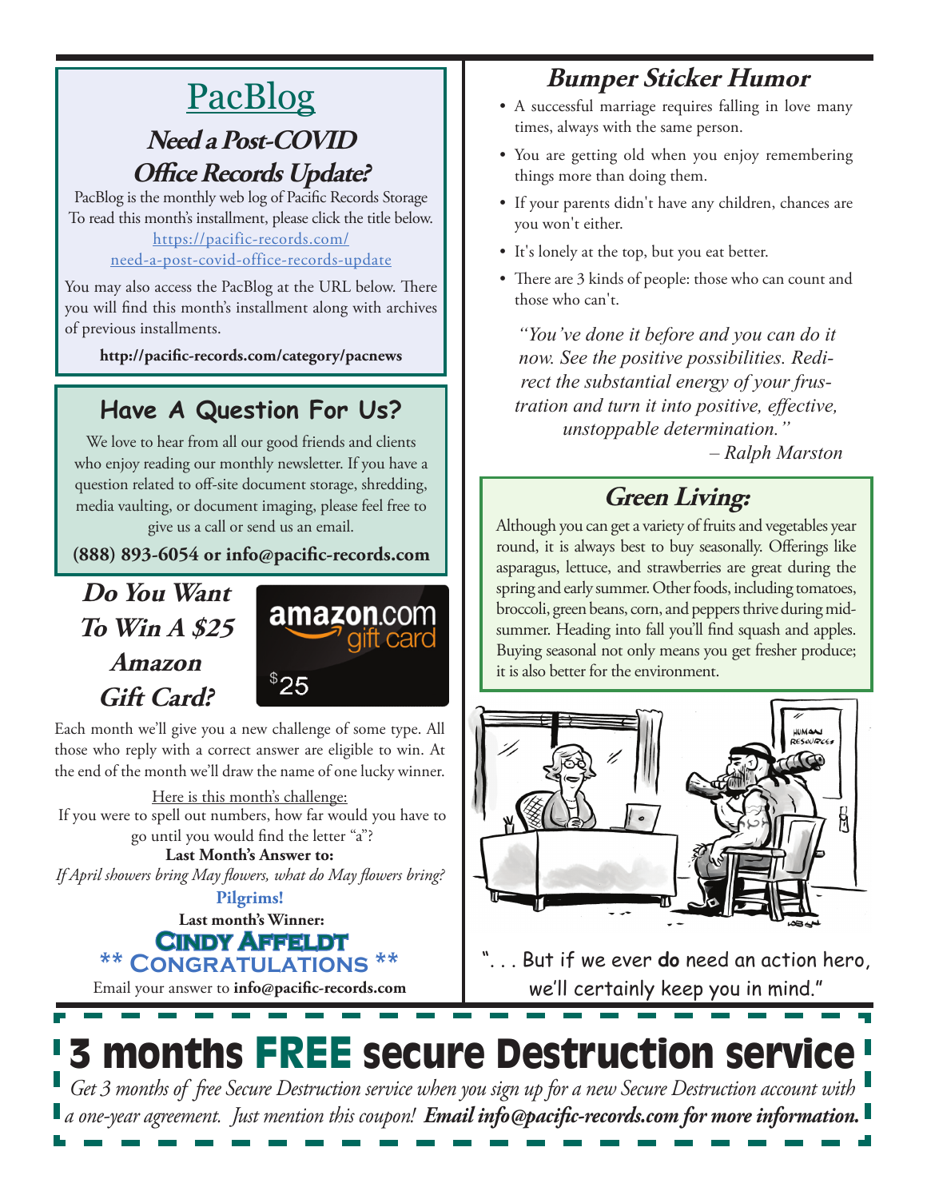## PacBlog

### Need a Post-COVID Office Records Update?

PacBlog is the monthly web log of Pacific Records Storage
To read this month's installment, please click the title below.
https://pacific-records.com/need-a-post-covid-office-records-update

You may also access the PacBlog at the URL below. There you will find this month's installment along with archives of previous installments.

**http://pacific-records.com/category/pacnews**

## Have A Question For Us?

We love to hear from all our good friends and clients who enjoy reading our monthly newsletter. If you have a question related to off-site document storage, shredding, media vaulting, or document imaging, please feel free to give us a call or send us an email.

**(888) 893-6054 or info@pacific-records.com**

## *Do You Want To Win A $25 Amazon Gift Card?*

amazon.com gift card $25

Each month we'll give you a new challenge of some type. All those who reply with a correct answer are eligible to win. At the end of the month we'll draw the name of one lucky winner.

Here is this month's challenge:
If you were to spell out numbers, how far would you have to go until you would find the letter "a"?

**Last Month's Answer to:**
*If April showers bring May flowers, what do May flowers bring?*

**Pilgrims!**

**Last month's Winner:**
**Cindy Affeldt**
**\*\* Congratulations \*\***

Email your answer to **info@pacific-records.com**

## *Bumper Sticker Humor*

- A successful marriage requires falling in love many times, always with the same person.
- You are getting old when you enjoy remembering things more than doing them.
- If your parents didn't have any children, chances are you won't either.
- It's lonely at the top, but you eat better.
- There are 3 kinds of people: those who can count and those who can't.

*"You've done it before and you can do it now. See the positive possibilities. Redirect the substantial energy of your frustration and turn it into positive, effective, unstoppable determination."*
*– Ralph Marston*

## *Green Living:*

Although you can get a variety of fruits and vegetables year round, it is always best to buy seasonally. Offerings like asparagus, lettuce, and strawberries are great during the spring and early summer. Other foods, including tomatoes, broccoli, green beans, corn, and peppers thrive during mid-summer. Heading into fall you'll find squash and apples. Buying seasonal not only means you get fresher produce; it is also better for the environment.

". . . But if we ever **do** need an action hero, we'll certainly keep you in mind."

# 3 months FREE secure Destruction service

*Get 3 months of free Secure Destruction service when you sign up for a new Secure Destruction account with a one-year agreement. Just mention this coupon!* ***Email info@pacific-records.com for more information.***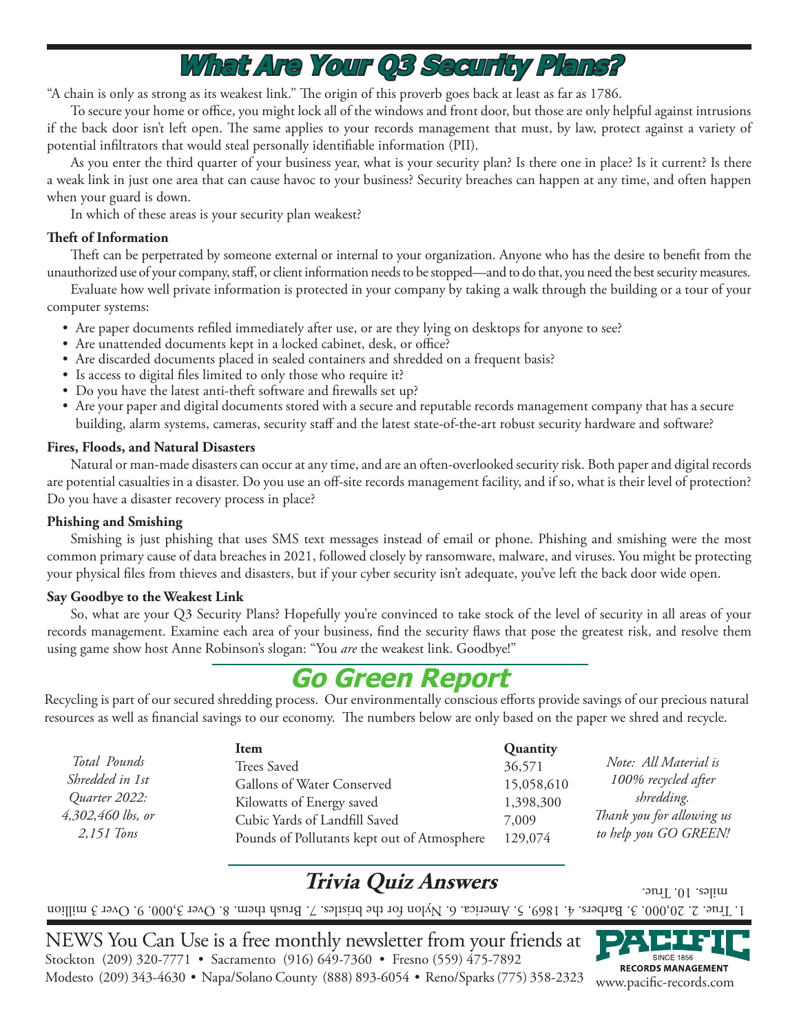# What Are Your Q3 Security Plans?

"A chain is only as strong as its weakest link." The origin of this proverb goes back at least as far as 1786.

To secure your home or office, you might lock all of the windows and front door, but those are only helpful against intrusions if the back door isn't left open. The same applies to your records management that must, by law, protect against a variety of potential infiltrators that would steal personally identifiable information (PII).

As you enter the third quarter of your business year, what is your security plan? Is there one in place? Is it current? Is there a weak link in just one area that can cause havoc to your business? Security breaches can happen at any time, and often happen when your guard is down.

In which of these areas is your security plan weakest?

**Theft of Information**

Theft can be perpetrated by someone external or internal to your organization. Anyone who has the desire to benefit from the unauthorized use of your company, staff, or client information needs to be stopped—and to do that, you need the best security measures.

Evaluate how well private information is protected in your company by taking a walk through the building or a tour of your computer systems:

- Are paper documents refiled immediately after use, or are they lying on desktops for anyone to see?
- Are unattended documents kept in a locked cabinet, desk, or office?
- Are discarded documents placed in sealed containers and shredded on a frequent basis?
- Is access to digital files limited to only those who require it?
- Do you have the latest anti-theft software and firewalls set up?
- Are your paper and digital documents stored with a secure and reputable records management company that has a secure building, alarm systems, cameras, security staff and the latest state-of-the-art robust security hardware and software?

**Fires, Floods, and Natural Disasters**

Natural or man-made disasters can occur at any time, and are an often-overlooked security risk. Both paper and digital records are potential casualties in a disaster. Do you use an off-site records management facility, and if so, what is their level of protection? Do you have a disaster recovery process in place?

**Phishing and Smishing**

Smishing is just phishing that uses SMS text messages instead of email or phone. Phishing and smishing were the most common primary cause of data breaches in 2021, followed closely by ransomware, malware, and viruses. You might be protecting your physical files from thieves and disasters, but if your cyber security isn't adequate, you've left the back door wide open.

**Say Goodbye to the Weakest Link**

So, what are your Q3 Security Plans? Hopefully you're convinced to take stock of the level of security in all areas of your records management. Examine each area of your business, find the security flaws that pose the greatest risk, and resolve them using game show host Anne Robinson's slogan: "You *are* the weakest link. Goodbye!"

# Go Green Report

Recycling is part of our secured shredding process. Our environmentally conscious efforts provide savings of our precious natural resources as well as financial savings to our economy. The numbers below are only based on the paper we shred and recycle.

*Total Pounds Shredded in 1st Quarter 2022: 4,302,460 lbs, or 2,151 Tons*

| Item | Quantity |
|---|---|
| Trees Saved | 36,571 |
| Gallons of Water Conserved | 15,058,610 |
| Kilowatts of Energy saved | 1,398,300 |
| Cubic Yards of Landfill Saved | 7,009 |
| Pounds of Pollutants kept out of Atmosphere | 129,074 |

*Note: All Material is 100% recycled after shredding. Thank you for allowing us to help you GO GREEN!*

## Trivia Quiz Answers

1. True. 2. 20,000. 3. Barbers. 4. 1869. 5. America. 6. Nylon for the bristles. 7. Brush them. 8. Over 3,000. 9. Over 3 million miles. 10. True.

NEWS You Can Use is a free monthly newsletter from your friends at

Stockton (209) 320-7771 • Sacramento (916) 649-7360 • Fresno (559) 475-7892
Modesto (209) 343-4630 • Napa/Solano County (888) 893-6054 • Reno/Sparks (775) 358-2323

PACIFIC RECORDS MANAGEMENT — SINCE 1856
www.pacific-records.com